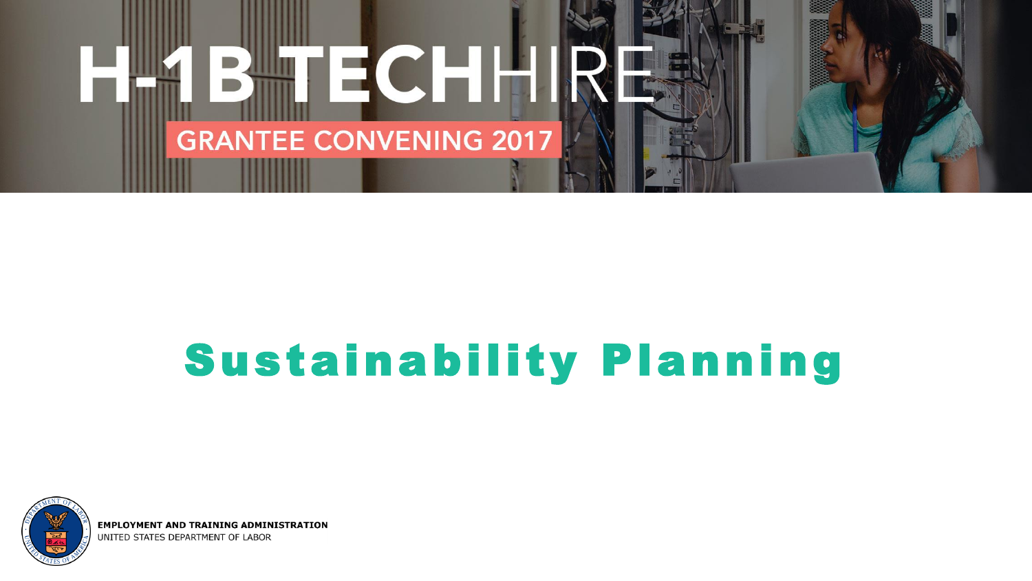# H-1B TECHHIRE

GRANTEE CONVENING 2017

## Sustainability Planning

**EMPLOYMENT AND TRAINING ADMINISTRATION**
UNITED STATES DEPARTMENT OF LABOR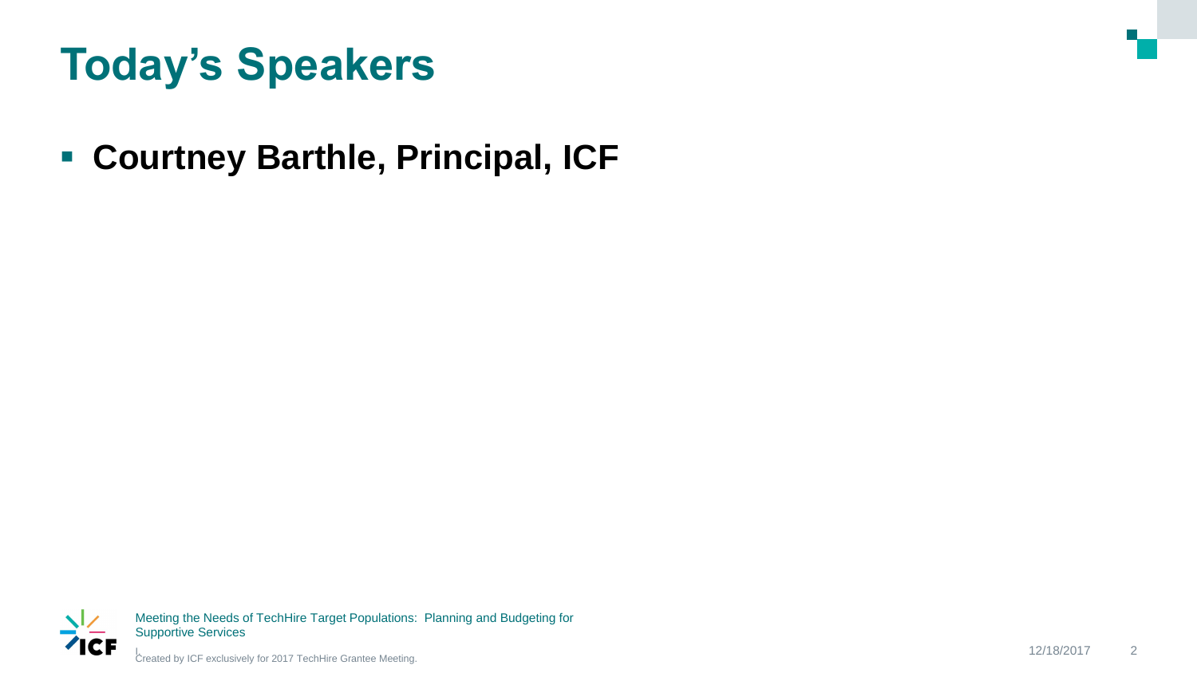# Today's Speakers

- **Courtney Barthle, Principal, ICF**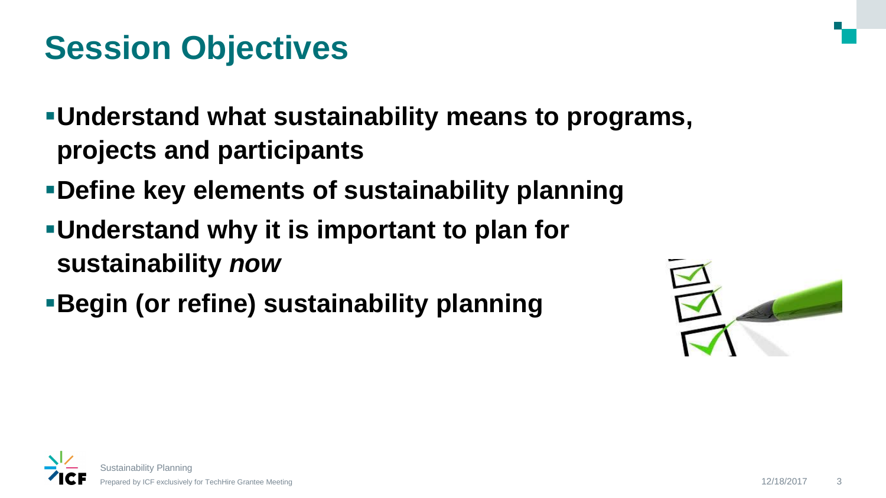# Session Objectives

- **Understand what sustainability means to programs, projects and participants**
- **Define key elements of sustainability planning**
- **Understand why it is important to plan for sustainability *now***
- **Begin (or refine) sustainability planning**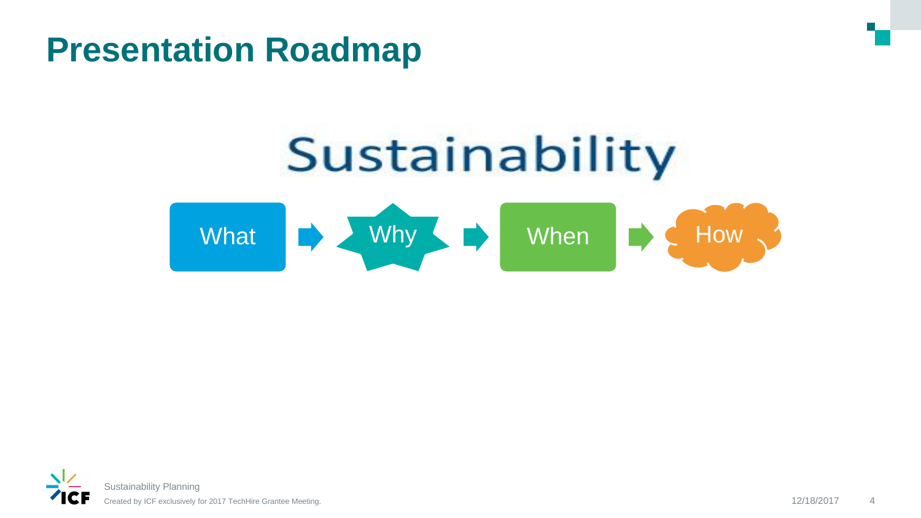# Presentation Roadmap

Sustainability

What → Why → When → How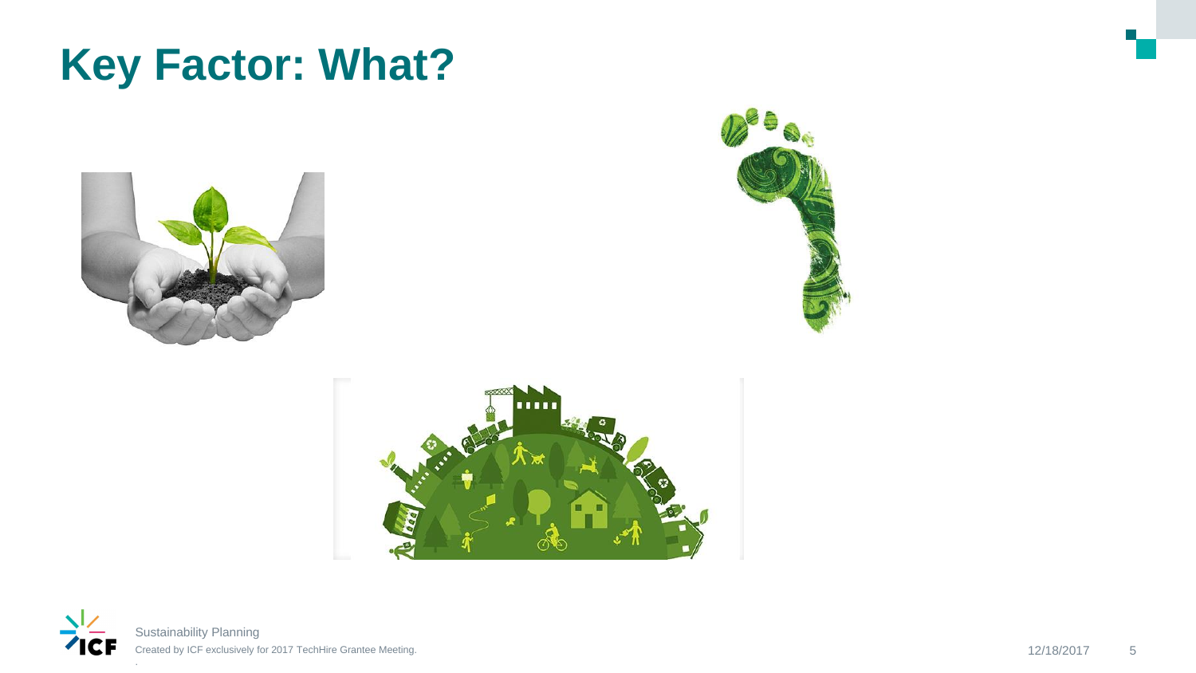# Key Factor: What?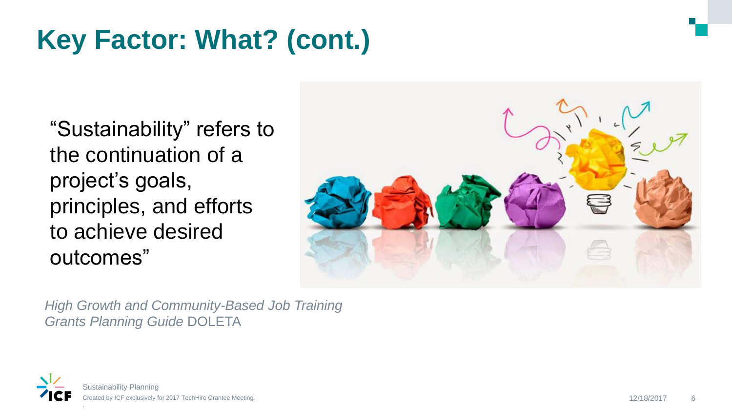# Key Factor: What? (cont.)

"Sustainability" refers to the continuation of a project's goals, principles, and efforts to achieve desired outcomes"

*High Growth and Community-Based Job Training Grants Planning Guide* DOLETA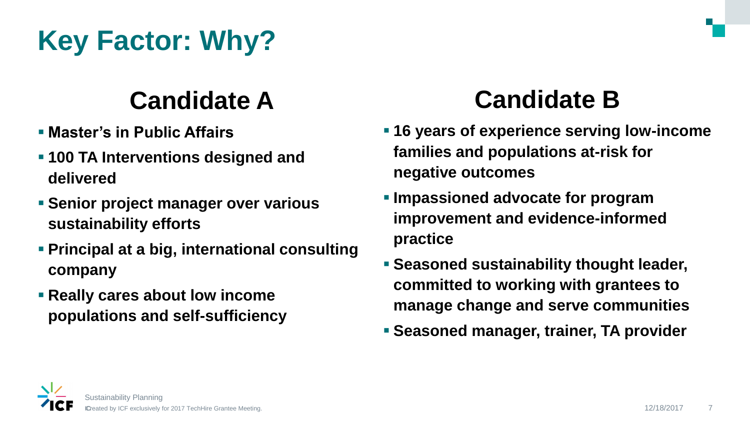# Key Factor: Why?

## Candidate A

- **Master's in Public Affairs**
- **100 TA Interventions designed and delivered**
- **Senior project manager over various sustainability efforts**
- **Principal at a big, international consulting company**
- **Really cares about low income populations and self-sufficiency**

## Candidate B

- **16 years of experience serving low-income families and populations at-risk for negative outcomes**
- **Impassioned advocate for program improvement and evidence-informed practice**
- **Seasoned sustainability thought leader, committed to working with grantees to manage change and serve communities**
- **Seasoned manager, trainer, TA provider**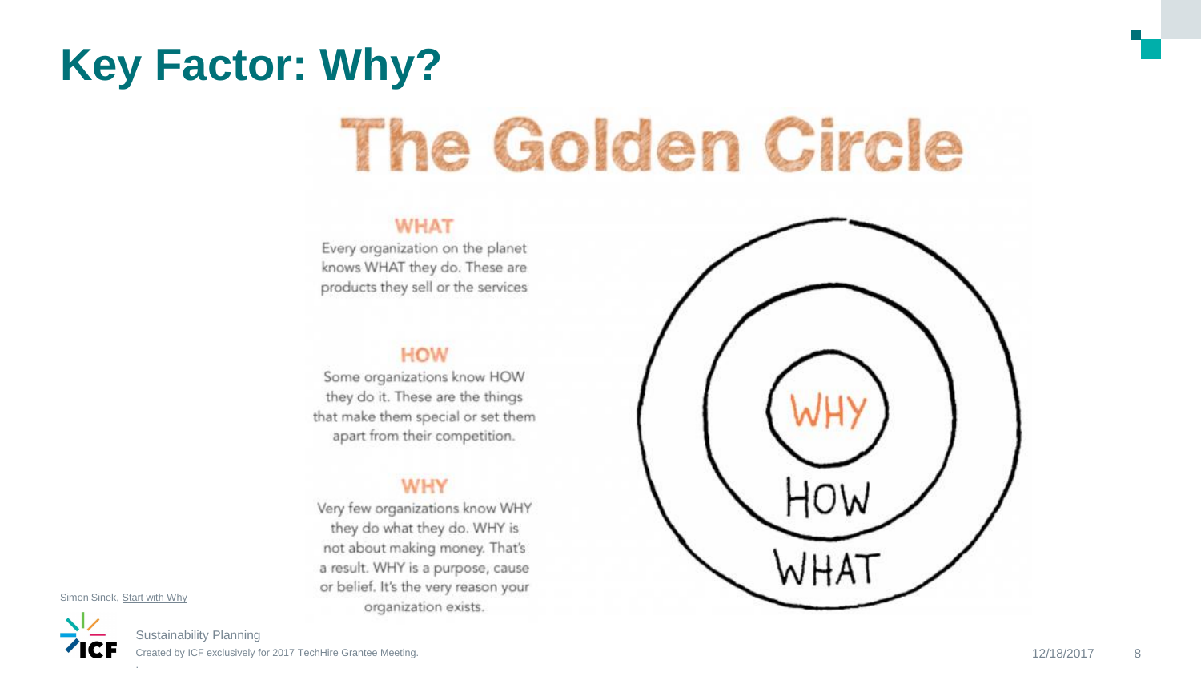# Key Factor: Why?

## The Golden Circle

### WHAT

Every organization on the planet knows WHAT they do. These are products they sell or the services

### HOW

Some organizations know HOW they do it. These are the things that make them special or set them apart from their competition.

### WHY

Very few organizations know WHY they do what they do. WHY is not about making money. That's a result. WHY is a purpose, cause or belief. It's the very reason your organization exists.

WHY

HOW

WHAT

Simon Sinek, Start with Why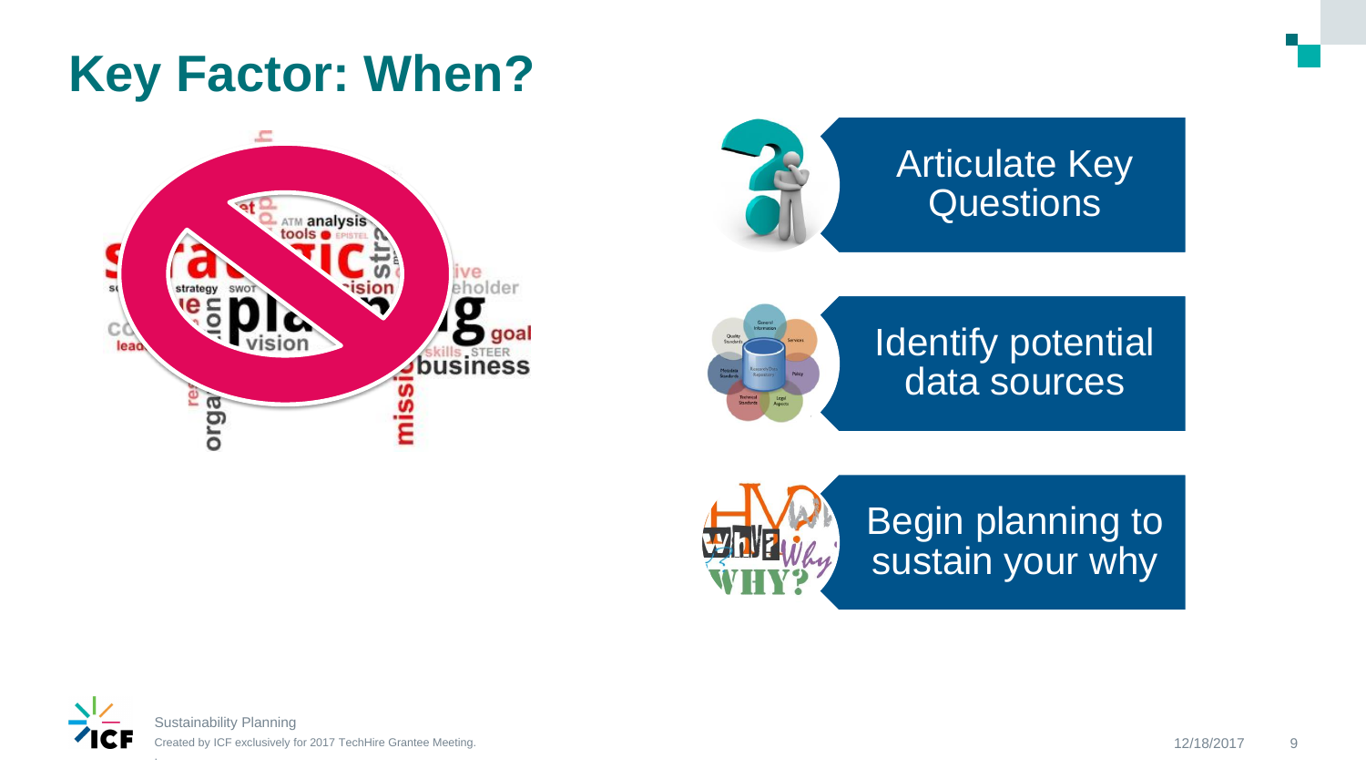# Key Factor: When?

- Articulate Key Questions
- Identify potential data sources
- Begin planning to sustain your why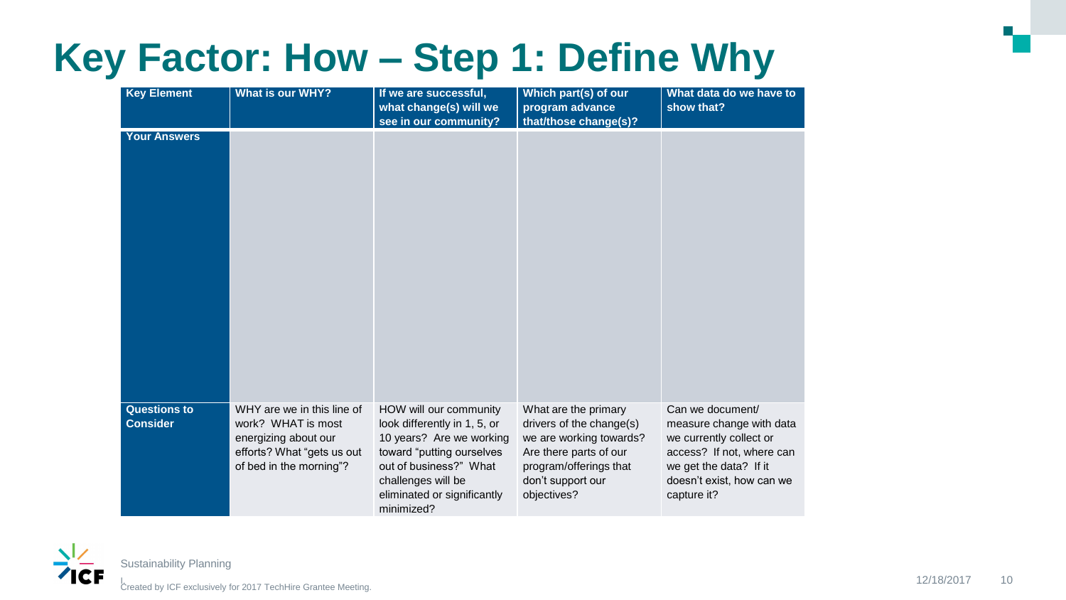# Key Factor: How – Step 1: Define Why

| Key Element | What is our WHY? | If we are successful, what change(s) will we see in our community? | Which part(s) of our program advance that/those change(s)? | What data do we have to show that? |
| --- | --- | --- | --- | --- |
| **Your Answers** | | | | |
| **Questions to Consider** | WHY are we in this line of work? WHAT is most energizing about our efforts? What "gets us out of bed in the morning"? | HOW will our community look differently in 1, 5, or 10 years? Are we working toward "putting ourselves out of business?" What challenges will be eliminated or significantly minimized? | What are the primary drivers of the change(s) we are working towards? Are there parts of our program/offerings that don't support our objectives? | Can we document/ measure change with data we currently collect or access? If not, where can we get the data? If it doesn't exist, how can we capture it? |

Sustainability Planning

Created by ICF exclusively for 2017 TechHire Grantee Meeting.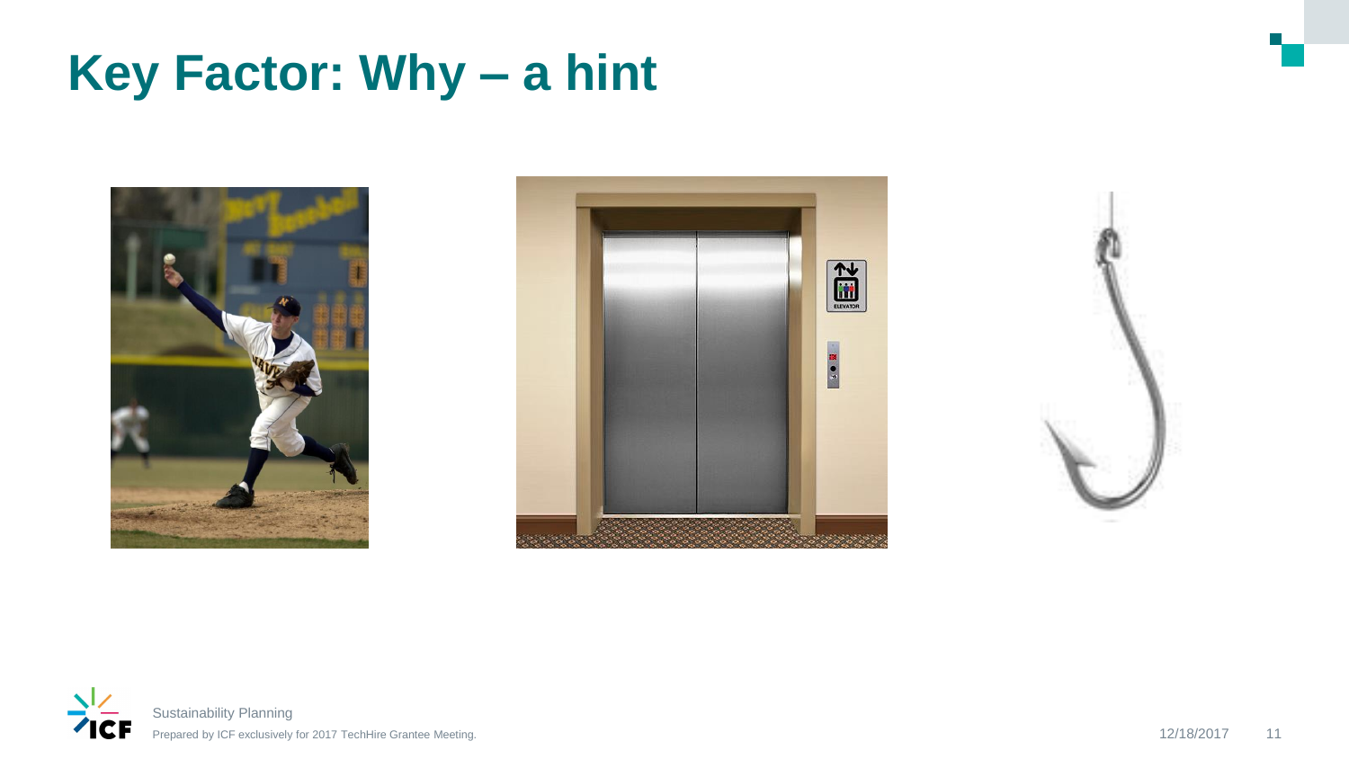# Key Factor: Why – a hint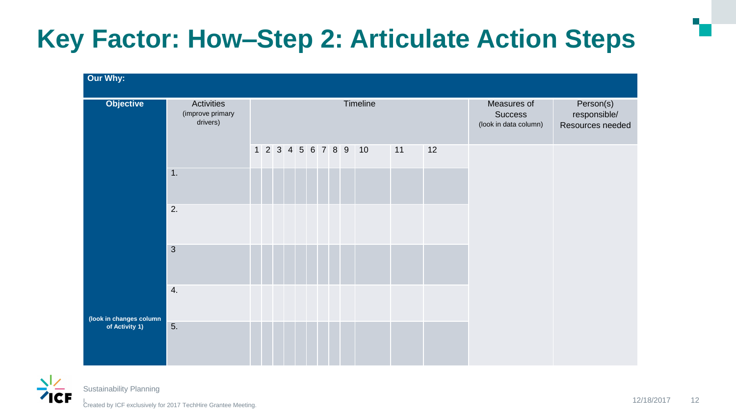# Key Factor: How–Step 2: Articulate Action Steps

| Our Why: | | | | | | | | | | | | | | | |
|---|---|---|---|---|---|---|---|---|---|---|---|---|---|---|---|
| **Objective** | Activities (improve primary drivers) | Timeline | | | | | | | | | | | | Measures of Success (look in data column) | Person(s) responsible/ Resources needed |
| | | 1 | 2 | 3 | 4 | 5 | 6 | 7 | 8 | 9 | 10 | 11 | 12 | | |
| | 1. | | | | | | | | | | | | | | |
| | 2. | | | | | | | | | | | | | | |
| | 3 | | | | | | | | | | | | | | |
| | 4. | | | | | | | | | | | | | | |
| **(look in changes column of Activity 1)** | 5. | | | | | | | | | | | | | | |

Sustainability Planning

Created by ICF exclusively for 2017 TechHire Grantee Meeting.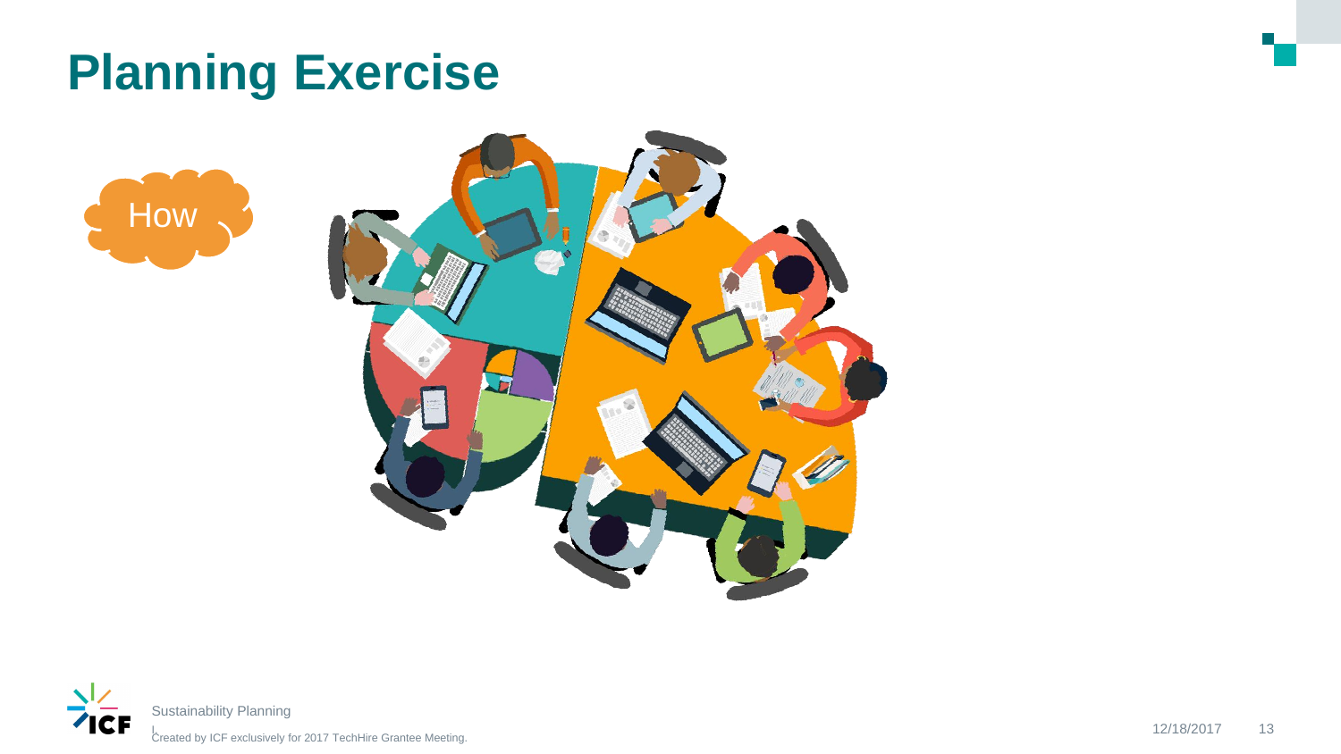# Planning Exercise

How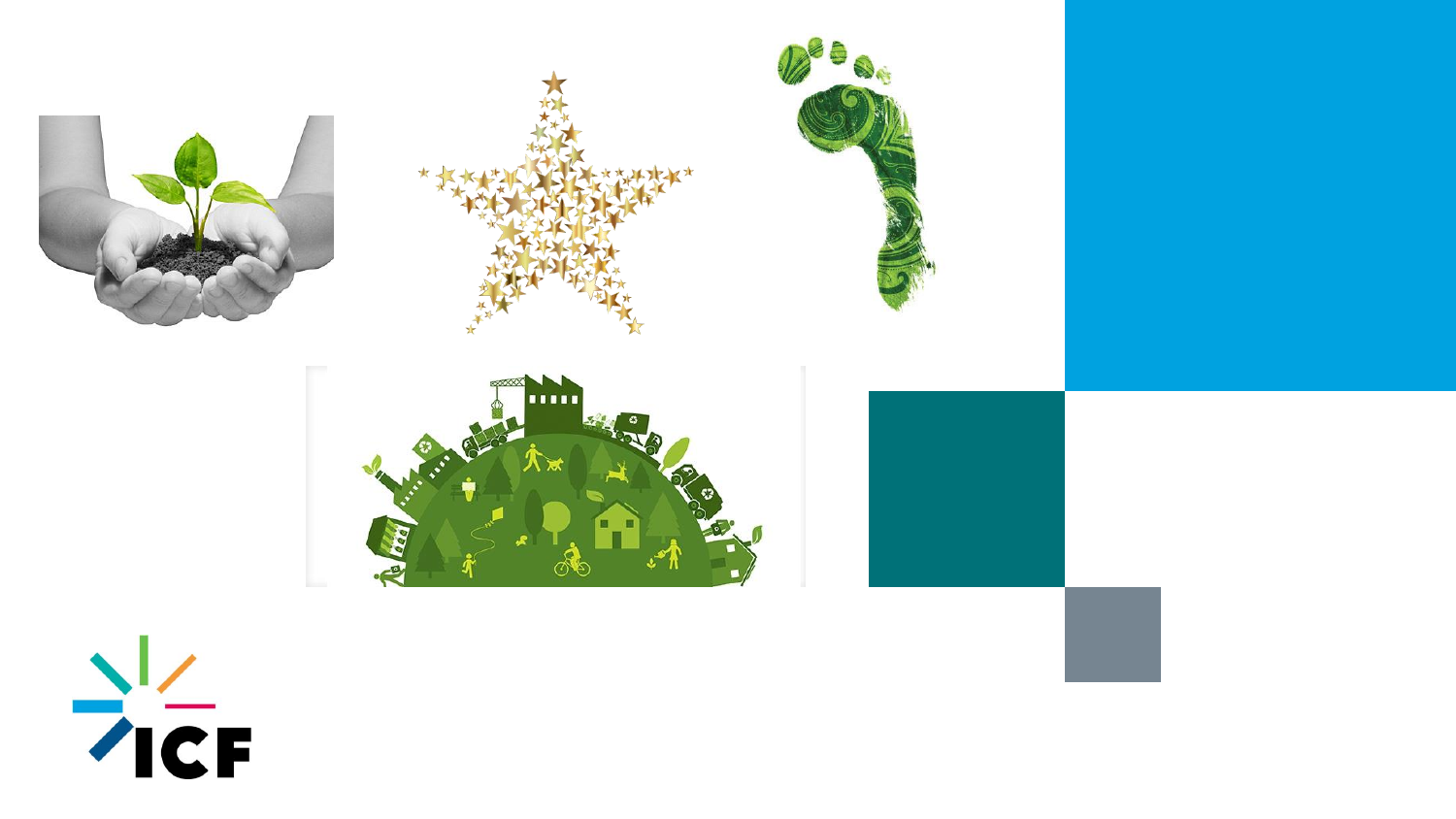ICF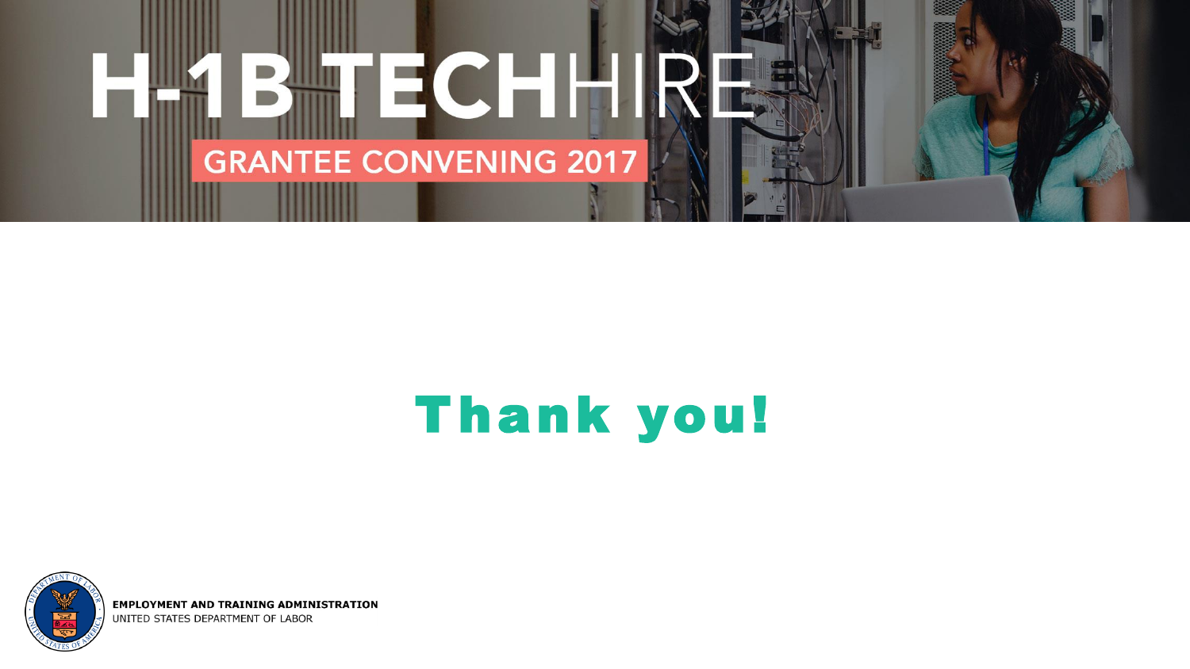# H-1B TECHHIRE

GRANTEE CONVENING 2017

## Thank you!

**EMPLOYMENT AND TRAINING ADMINISTRATION**
UNITED STATES DEPARTMENT OF LABOR